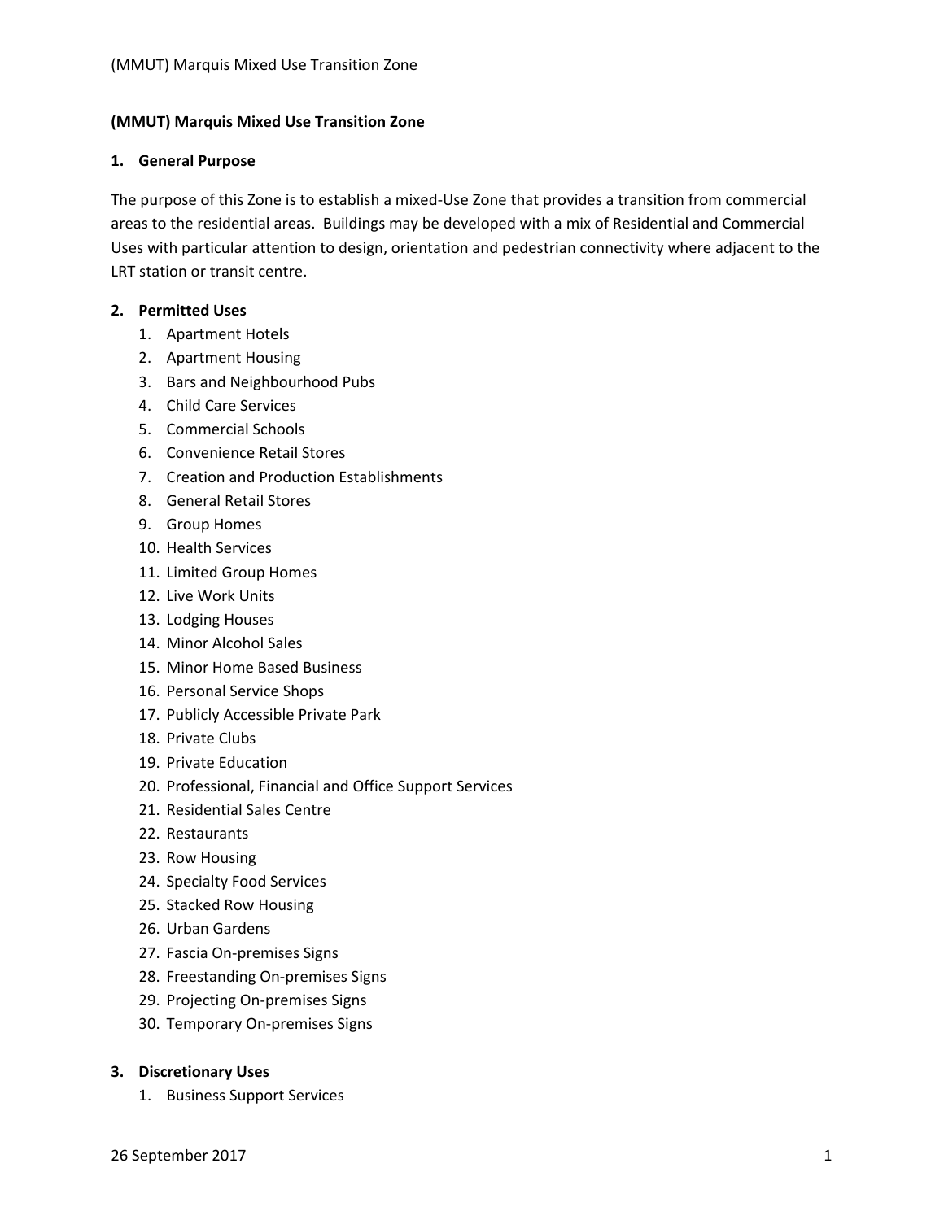# (MMUT) Marquis Mixed Use Transition Zone

## 1. General Purpose

The purpose of this Zone is to establish a mixed-Use Zone that provides a transition from commercial areas to the residential areas. Buildings may be developed with a mix of Residential and Commercial Uses with particular attention to design, orientation and pedestrian connectivity where adjacent to the LRT station or transit centre.

## 2. Permitted Uses

1. Apartment Hotels
2. Apartment Housing
3. Bars and Neighbourhood Pubs
4. Child Care Services
5. Commercial Schools
6. Convenience Retail Stores
7. Creation and Production Establishments
8. General Retail Stores
9. Group Homes
10. Health Services
11. Limited Group Homes
12. Live Work Units
13. Lodging Houses
14. Minor Alcohol Sales
15. Minor Home Based Business
16. Personal Service Shops
17. Publicly Accessible Private Park
18. Private Clubs
19. Private Education
20. Professional, Financial and Office Support Services
21. Residential Sales Centre
22. Restaurants
23. Row Housing
24. Specialty Food Services
25. Stacked Row Housing
26. Urban Gardens
27. Fascia On-premises Signs
28. Freestanding On-premises Signs
29. Projecting On-premises Signs
30. Temporary On-premises Signs

## 3. Discretionary Uses

1. Business Support Services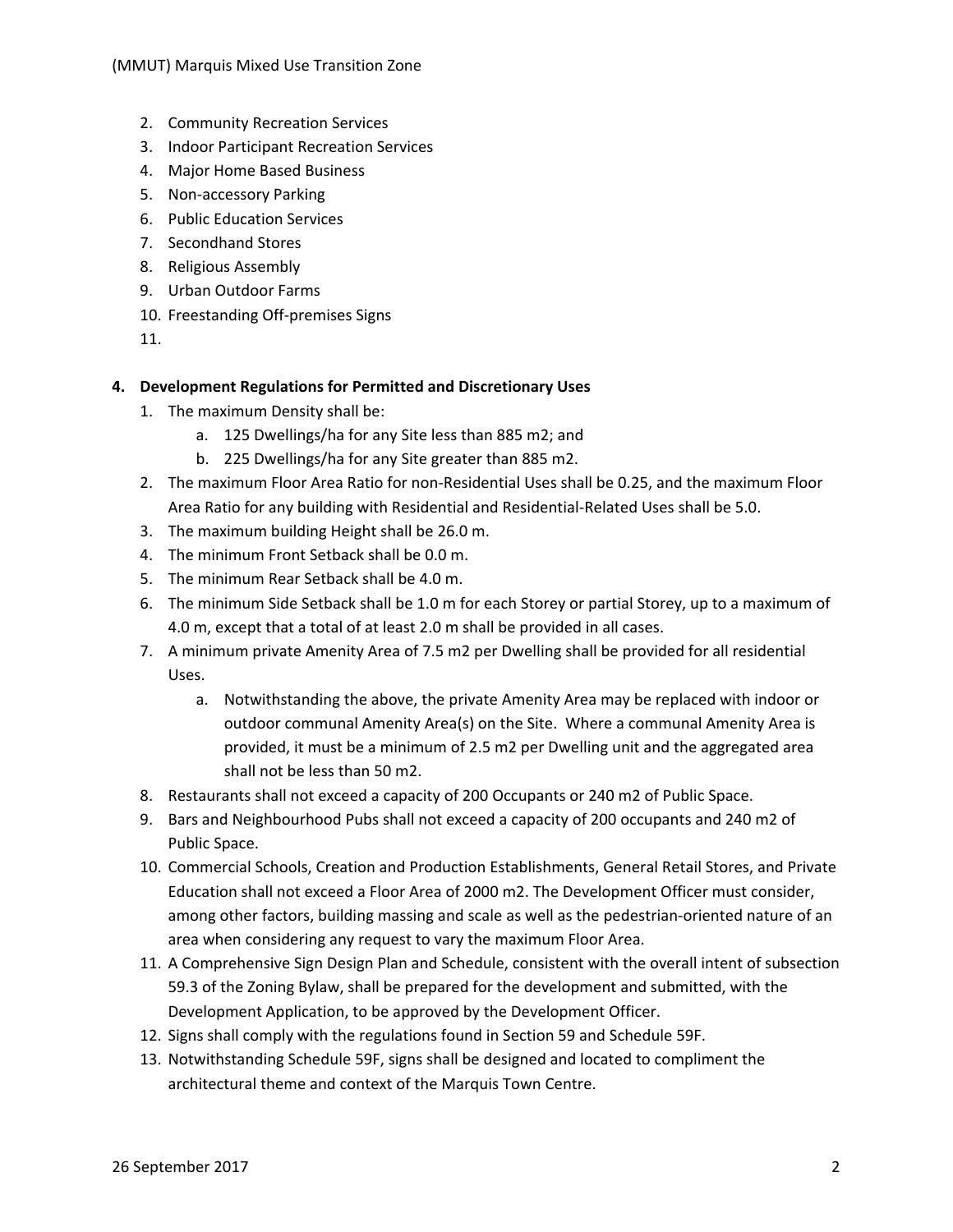2. Community Recreation Services
3. Indoor Participant Recreation Services
4. Major Home Based Business
5. Non-accessory Parking
6. Public Education Services
7. Secondhand Stores
8. Religious Assembly
9. Urban Outdoor Farms
10. Freestanding Off-premises Signs
11. 

**4. Development Regulations for Permitted and Discretionary Uses**

1. The maximum Density shall be:
   a. 125 Dwellings/ha for any Site less than 885 m2; and
   b. 225 Dwellings/ha for any Site greater than 885 m2.
2. The maximum Floor Area Ratio for non-Residential Uses shall be 0.25, and the maximum Floor Area Ratio for any building with Residential and Residential-Related Uses shall be 5.0.
3. The maximum building Height shall be 26.0 m.
4. The minimum Front Setback shall be 0.0 m.
5. The minimum Rear Setback shall be 4.0 m.
6. The minimum Side Setback shall be 1.0 m for each Storey or partial Storey, up to a maximum of 4.0 m, except that a total of at least 2.0 m shall be provided in all cases.
7. A minimum private Amenity Area of 7.5 m2 per Dwelling shall be provided for all residential Uses.
   a. Notwithstanding the above, the private Amenity Area may be replaced with indoor or outdoor communal Amenity Area(s) on the Site. Where a communal Amenity Area is provided, it must be a minimum of 2.5 m2 per Dwelling unit and the aggregated area shall not be less than 50 m2.
8. Restaurants shall not exceed a capacity of 200 Occupants or 240 m2 of Public Space.
9. Bars and Neighbourhood Pubs shall not exceed a capacity of 200 occupants and 240 m2 of Public Space.
10. Commercial Schools, Creation and Production Establishments, General Retail Stores, and Private Education shall not exceed a Floor Area of 2000 m2. The Development Officer must consider, among other factors, building massing and scale as well as the pedestrian-oriented nature of an area when considering any request to vary the maximum Floor Area.
11. A Comprehensive Sign Design Plan and Schedule, consistent with the overall intent of subsection 59.3 of the Zoning Bylaw, shall be prepared for the development and submitted, with the Development Application, to be approved by the Development Officer.
12. Signs shall comply with the regulations found in Section 59 and Schedule 59F.
13. Notwithstanding Schedule 59F, signs shall be designed and located to compliment the architectural theme and context of the Marquis Town Centre.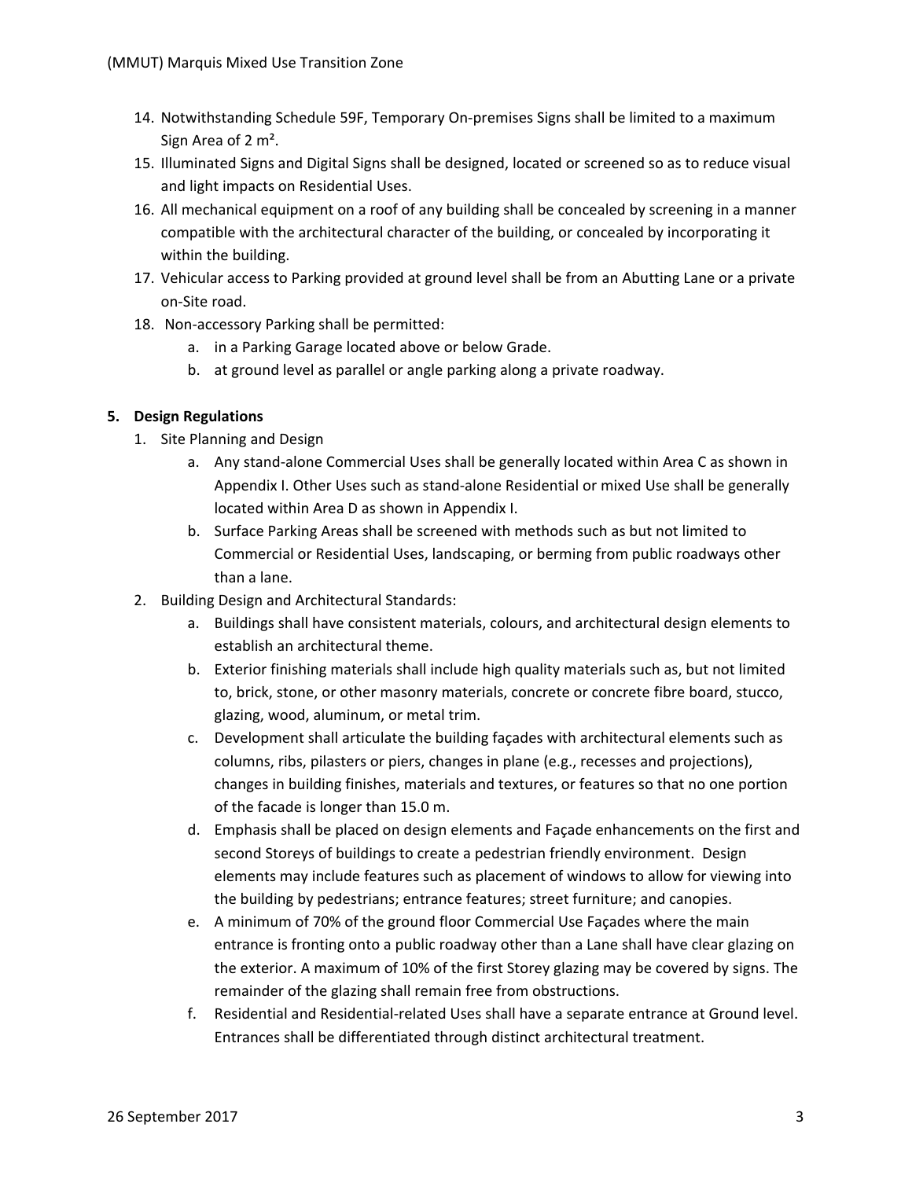14. Notwithstanding Schedule 59F, Temporary On-premises Signs shall be limited to a maximum Sign Area of 2 m².
15. Illuminated Signs and Digital Signs shall be designed, located or screened so as to reduce visual and light impacts on Residential Uses.
16. All mechanical equipment on a roof of any building shall be concealed by screening in a manner compatible with the architectural character of the building, or concealed by incorporating it within the building.
17. Vehicular access to Parking provided at ground level shall be from an Abutting Lane or a private on-Site road.
18. Non-accessory Parking shall be permitted:
    a. in a Parking Garage located above or below Grade.
    b. at ground level as parallel or angle parking along a private roadway.

**5. Design Regulations**

1. Site Planning and Design
    a. Any stand-alone Commercial Uses shall be generally located within Area C as shown in Appendix I. Other Uses such as stand-alone Residential or mixed Use shall be generally located within Area D as shown in Appendix I.
    b. Surface Parking Areas shall be screened with methods such as but not limited to Commercial or Residential Uses, landscaping, or berming from public roadways other than a lane.
2. Building Design and Architectural Standards:
    a. Buildings shall have consistent materials, colours, and architectural design elements to establish an architectural theme.
    b. Exterior finishing materials shall include high quality materials such as, but not limited to, brick, stone, or other masonry materials, concrete or concrete fibre board, stucco, glazing, wood, aluminum, or metal trim.
    c. Development shall articulate the building façades with architectural elements such as columns, ribs, pilasters or piers, changes in plane (e.g., recesses and projections), changes in building finishes, materials and textures, or features so that no one portion of the facade is longer than 15.0 m.
    d. Emphasis shall be placed on design elements and Façade enhancements on the first and second Storeys of buildings to create a pedestrian friendly environment. Design elements may include features such as placement of windows to allow for viewing into the building by pedestrians; entrance features; street furniture; and canopies.
    e. A minimum of 70% of the ground floor Commercial Use Façades where the main entrance is fronting onto a public roadway other than a Lane shall have clear glazing on the exterior. A maximum of 10% of the first Storey glazing may be covered by signs. The remainder of the glazing shall remain free from obstructions.
    f. Residential and Residential-related Uses shall have a separate entrance at Ground level. Entrances shall be differentiated through distinct architectural treatment.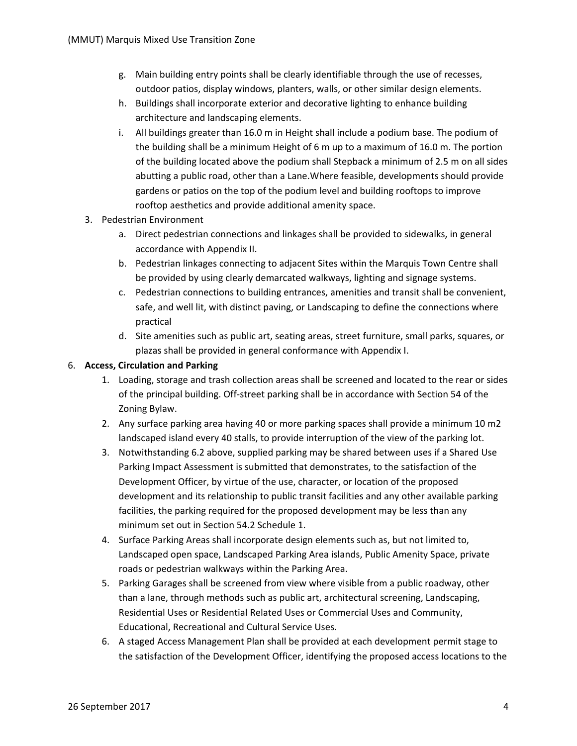g. Main building entry points shall be clearly identifiable through the use of recesses, outdoor patios, display windows, planters, walls, or other similar design elements.
h. Buildings shall incorporate exterior and decorative lighting to enhance building architecture and landscaping elements.
i. All buildings greater than 16.0 m in Height shall include a podium base. The podium of the building shall be a minimum Height of 6 m up to a maximum of 16.0 m. The portion of the building located above the podium shall Stepback a minimum of 2.5 m on all sides abutting a public road, other than a Lane.Where feasible, developments should provide gardens or patios on the top of the podium level and building rooftops to improve rooftop aesthetics and provide additional amenity space.

3. Pedestrian Environment
    a. Direct pedestrian connections and linkages shall be provided to sidewalks, in general accordance with Appendix II.
    b. Pedestrian linkages connecting to adjacent Sites within the Marquis Town Centre shall be provided by using clearly demarcated walkways, lighting and signage systems.
    c. Pedestrian connections to building entrances, amenities and transit shall be convenient, safe, and well lit, with distinct paving, or Landscaping to define the connections where practical
    d. Site amenities such as public art, seating areas, street furniture, small parks, squares, or plazas shall be provided in general conformance with Appendix I.

6. **Access, Circulation and Parking**
    1. Loading, storage and trash collection areas shall be screened and located to the rear or sides of the principal building. Off-street parking shall be in accordance with Section 54 of the Zoning Bylaw.
    2. Any surface parking area having 40 or more parking spaces shall provide a minimum 10 m2 landscaped island every 40 stalls, to provide interruption of the view of the parking lot.
    3. Notwithstanding 6.2 above, supplied parking may be shared between uses if a Shared Use Parking Impact Assessment is submitted that demonstrates, to the satisfaction of the Development Officer, by virtue of the use, character, or location of the proposed development and its relationship to public transit facilities and any other available parking facilities, the parking required for the proposed development may be less than any minimum set out in Section 54.2 Schedule 1.
    4. Surface Parking Areas shall incorporate design elements such as, but not limited to, Landscaped open space, Landscaped Parking Area islands, Public Amenity Space, private roads or pedestrian walkways within the Parking Area.
    5. Parking Garages shall be screened from view where visible from a public roadway, other than a lane, through methods such as public art, architectural screening, Landscaping, Residential Uses or Residential Related Uses or Commercial Uses and Community, Educational, Recreational and Cultural Service Uses.
    6. A staged Access Management Plan shall be provided at each development permit stage to the satisfaction of the Development Officer, identifying the proposed access locations to the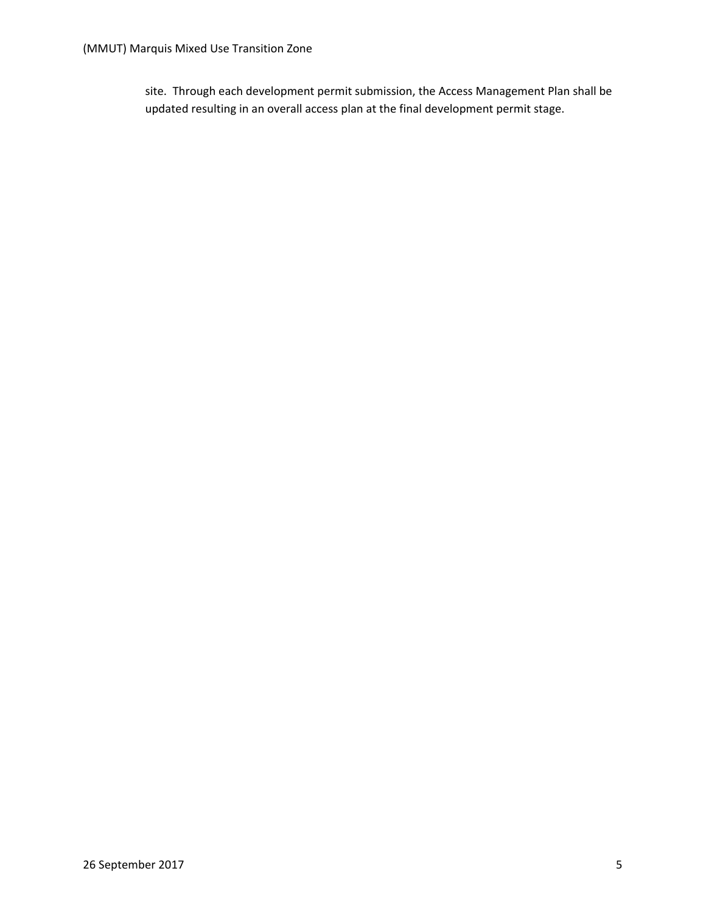site. Through each development permit submission, the Access Management Plan shall be updated resulting in an overall access plan at the final development permit stage.